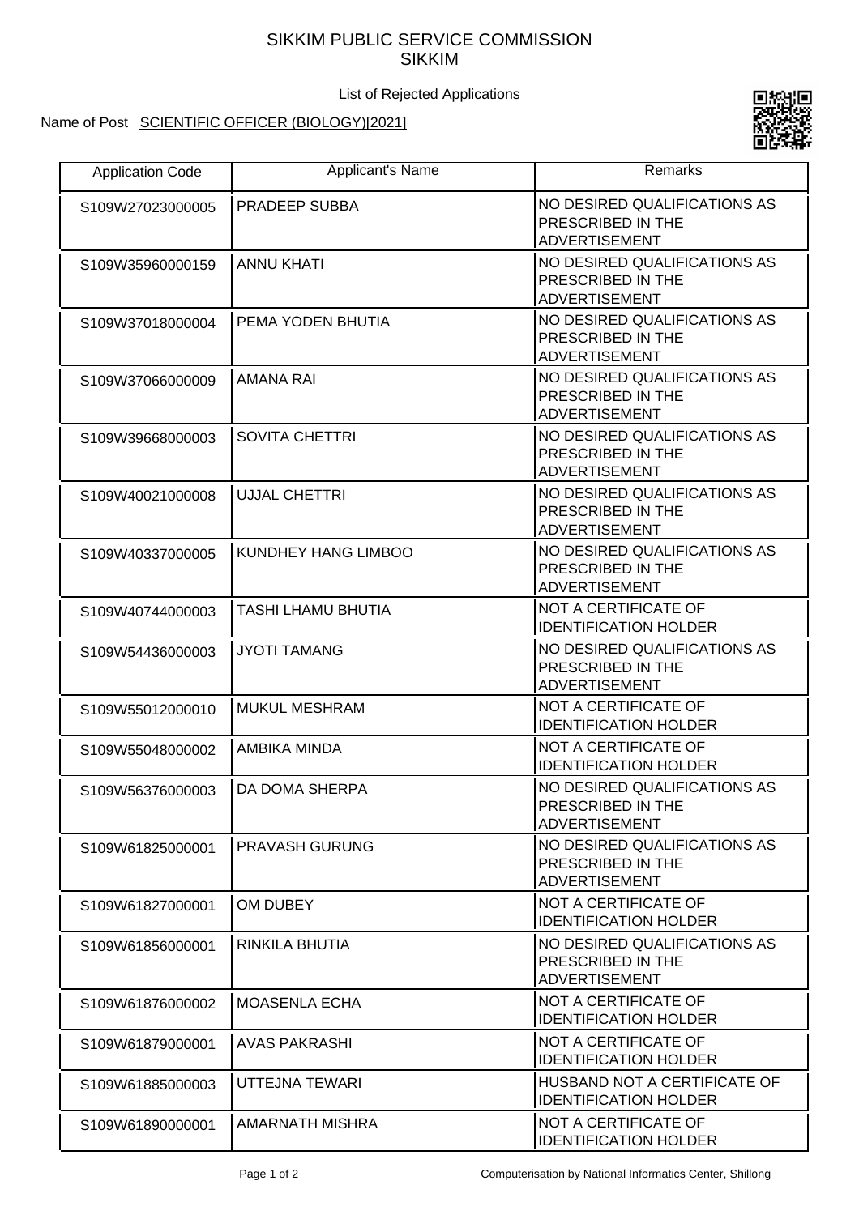# SIKKIM PUBLIC SERVICE COMMISSION
# SIKKIM

List of Rejected Applications

Name of Post SCIENTIFIC OFFICER (BIOLOGY)[2021]

| Application Code | Applicant's Name | Remarks |
|---|---|---|
| S109W27023000005 | PRADEEP SUBBA | NO DESIRED QUALIFICATIONS AS PRESCRIBED IN THE ADVERTISEMENT |
| S109W35960000159 | ANNU KHATI | NO DESIRED QUALIFICATIONS AS PRESCRIBED IN THE ADVERTISEMENT |
| S109W37018000004 | PEMA YODEN BHUTIA | NO DESIRED QUALIFICATIONS AS PRESCRIBED IN THE ADVERTISEMENT |
| S109W37066000009 | AMANA RAI | NO DESIRED QUALIFICATIONS AS PRESCRIBED IN THE ADVERTISEMENT |
| S109W39668000003 | SOVITA CHETTRI | NO DESIRED QUALIFICATIONS AS PRESCRIBED IN THE ADVERTISEMENT |
| S109W40021000008 | UJJAL CHETTRI | NO DESIRED QUALIFICATIONS AS PRESCRIBED IN THE ADVERTISEMENT |
| S109W40337000005 | KUNDHEY HANG LIMBOO | NO DESIRED QUALIFICATIONS AS PRESCRIBED IN THE ADVERTISEMENT |
| S109W40744000003 | TASHI LHAMU BHUTIA | NOT A CERTIFICATE OF IDENTIFICATION HOLDER |
| S109W54436000003 | JYOTI TAMANG | NO DESIRED QUALIFICATIONS AS PRESCRIBED IN THE ADVERTISEMENT |
| S109W55012000010 | MUKUL MESHRAM | NOT A CERTIFICATE OF IDENTIFICATION HOLDER |
| S109W55048000002 | AMBIKA MINDA | NOT A CERTIFICATE OF IDENTIFICATION HOLDER |
| S109W56376000003 | DA DOMA SHERPA | NO DESIRED QUALIFICATIONS AS PRESCRIBED IN THE ADVERTISEMENT |
| S109W61825000001 | PRAVASH GURUNG | NO DESIRED QUALIFICATIONS AS PRESCRIBED IN THE ADVERTISEMENT |
| S109W61827000001 | OM DUBEY | NOT A CERTIFICATE OF IDENTIFICATION HOLDER |
| S109W61856000001 | RINKILA BHUTIA | NO DESIRED QUALIFICATIONS AS PRESCRIBED IN THE ADVERTISEMENT |
| S109W61876000002 | MOASENLA ECHA | NOT A CERTIFICATE OF IDENTIFICATION HOLDER |
| S109W61879000001 | AVAS PAKRASHI | NOT A CERTIFICATE OF IDENTIFICATION HOLDER |
| S109W61885000003 | UTTEJNA TEWARI | HUSBAND NOT A CERTIFICATE OF IDENTIFICATION HOLDER |
| S109W61890000001 | AMARNATH MISHRA | NOT A CERTIFICATE OF IDENTIFICATION HOLDER |

Computerisation by National Informatics Center, Shillong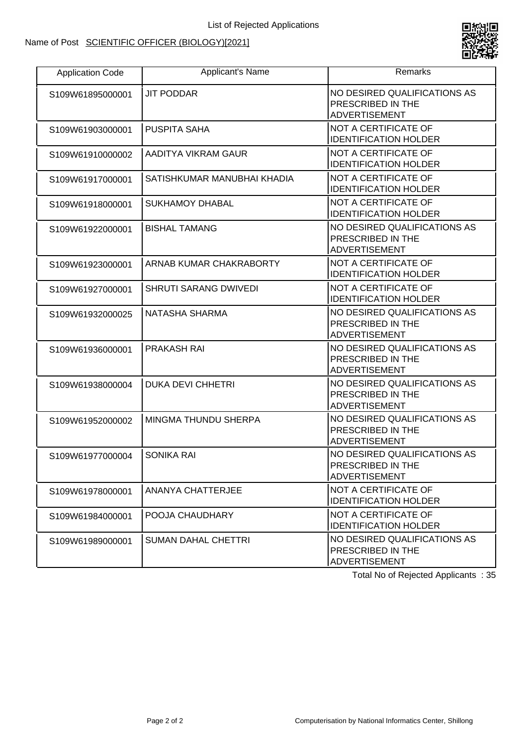List of Rejected Applications

Name of Post SCIENTIFIC OFFICER (BIOLOGY)[2021]

| Application Code | Applicant's Name | Remarks |
|---|---|---|
| S109W61895000001 | JIT PODDAR | NO DESIRED QUALIFICATIONS AS PRESCRIBED IN THE ADVERTISEMENT |
| S109W61903000001 | PUSPITA SAHA | NOT A CERTIFICATE OF IDENTIFICATION HOLDER |
| S109W61910000002 | AADITYA VIKRAM GAUR | NOT A CERTIFICATE OF IDENTIFICATION HOLDER |
| S109W61917000001 | SATISHKUMAR MANUBHAI KHADIA | NOT A CERTIFICATE OF IDENTIFICATION HOLDER |
| S109W61918000001 | SUKHAMOY DHABAL | NOT A CERTIFICATE OF IDENTIFICATION HOLDER |
| S109W61922000001 | BISHAL TAMANG | NO DESIRED QUALIFICATIONS AS PRESCRIBED IN THE ADVERTISEMENT |
| S109W61923000001 | ARNAB KUMAR CHAKRABORTY | NOT A CERTIFICATE OF IDENTIFICATION HOLDER |
| S109W61927000001 | SHRUTI SARANG DWIVEDI | NOT A CERTIFICATE OF IDENTIFICATION HOLDER |
| S109W61932000025 | NATASHA SHARMA | NO DESIRED QUALIFICATIONS AS PRESCRIBED IN THE ADVERTISEMENT |
| S109W61936000001 | PRAKASH RAI | NO DESIRED QUALIFICATIONS AS PRESCRIBED IN THE ADVERTISEMENT |
| S109W61938000004 | DUKA DEVI CHHETRI | NO DESIRED QUALIFICATIONS AS PRESCRIBED IN THE ADVERTISEMENT |
| S109W61952000002 | MINGMA THUNDU SHERPA | NO DESIRED QUALIFICATIONS AS PRESCRIBED IN THE ADVERTISEMENT |
| S109W61977000004 | SONIKA RAI | NO DESIRED QUALIFICATIONS AS PRESCRIBED IN THE ADVERTISEMENT |
| S109W61978000001 | ANANYA CHATTERJEE | NOT A CERTIFICATE OF IDENTIFICATION HOLDER |
| S109W61984000001 | POOJA CHAUDHARY | NOT A CERTIFICATE OF IDENTIFICATION HOLDER |
| S109W61989000001 | SUMAN DAHAL CHETTRI | NO DESIRED QUALIFICATIONS AS PRESCRIBED IN THE ADVERTISEMENT |

Total No of Rejected Applicants : 35

Computerisation by National Informatics Center, Shillong